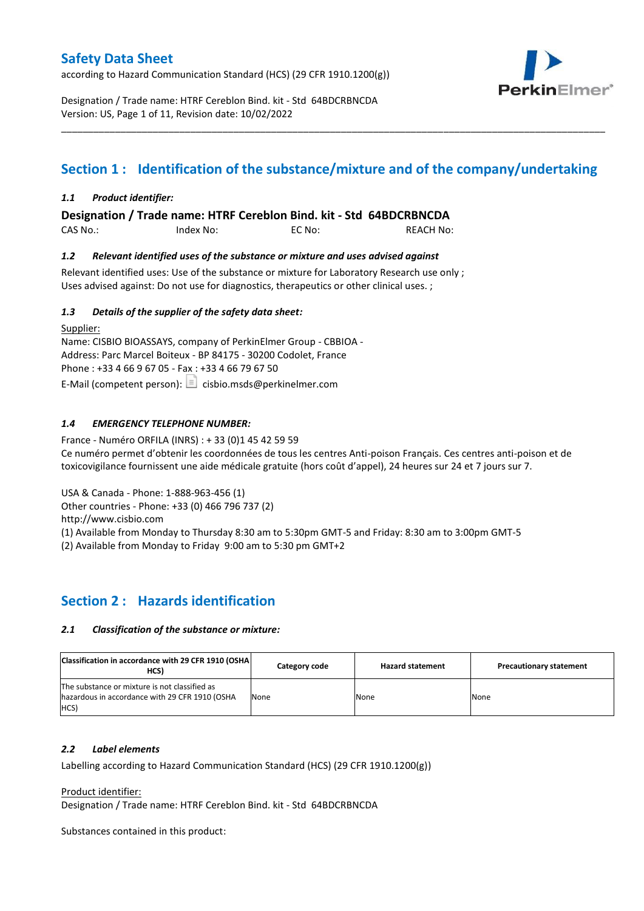# Safety Data Sheet

according to Hazard Communication Standard (HCS) (29 CFR 1910.1200(g))

Designation / Trade name: HTRF Cereblon Bind. kit - Std 64BDCRBNCDA
Version: US, Page 1 of 11, Revision date: 10/02/2022

## Section 1 : Identification of the substance/mixture and of the company/undertaking

### *1.1 Product identifier:*

**Designation / Trade name: HTRF Cereblon Bind. kit - Std 64BDCRBNCDA**

CAS No.: Index No: EC No: REACH No:

### *1.2 Relevant identified uses of the substance or mixture and uses advised against*

Relevant identified uses: Use of the substance or mixture for Laboratory Research use only ;
Uses advised against: Do not use for diagnostics, therapeutics or other clinical uses. ;

### *1.3 Details of the supplier of the safety data sheet:*

Supplier:
Name: CISBIO BIOASSAYS, company of PerkinElmer Group - CBBIOA -
Address: Parc Marcel Boiteux - BP 84175 - 30200 Codolet, France
Phone : +33 4 66 9 67 05 - Fax : +33 4 66 79 67 50
E-Mail (competent person): cisbio.msds@perkinelmer.com

### *1.4 EMERGENCY TELEPHONE NUMBER:*

France - Numéro ORFILA (INRS) : + 33 (0)1 45 42 59 59
Ce numéro permet d'obtenir les coordonnées de tous les centres Anti-poison Français. Ces centres anti-poison et de toxicovigilance fournissent une aide médicale gratuite (hors coût d'appel), 24 heures sur 24 et 7 jours sur 7.

USA & Canada - Phone: 1-888-963-456 (1)
Other countries - Phone: +33 (0) 466 796 737 (2)
http://www.cisbio.com
(1) Available from Monday to Thursday 8:30 am to 5:30pm GMT-5 and Friday: 8:30 am to 3:00pm GMT-5
(2) Available from Monday to Friday 9:00 am to 5:30 pm GMT+2

## Section 2 : Hazards identification

### *2.1 Classification of the substance or mixture:*

| Classification in accordance with 29 CFR 1910 (OSHA HCS) | Category code | Hazard statement | Precautionary statement |
|---|---|---|---|
| The substance or mixture is not classified as hazardous in accordance with 29 CFR 1910 (OSHA HCS) | None | None | None |

### *2.2 Label elements*

Labelling according to Hazard Communication Standard (HCS) (29 CFR 1910.1200(g))

Product identifier:
Designation / Trade name: HTRF Cereblon Bind. kit - Std 64BDCRBNCDA

Substances contained in this product: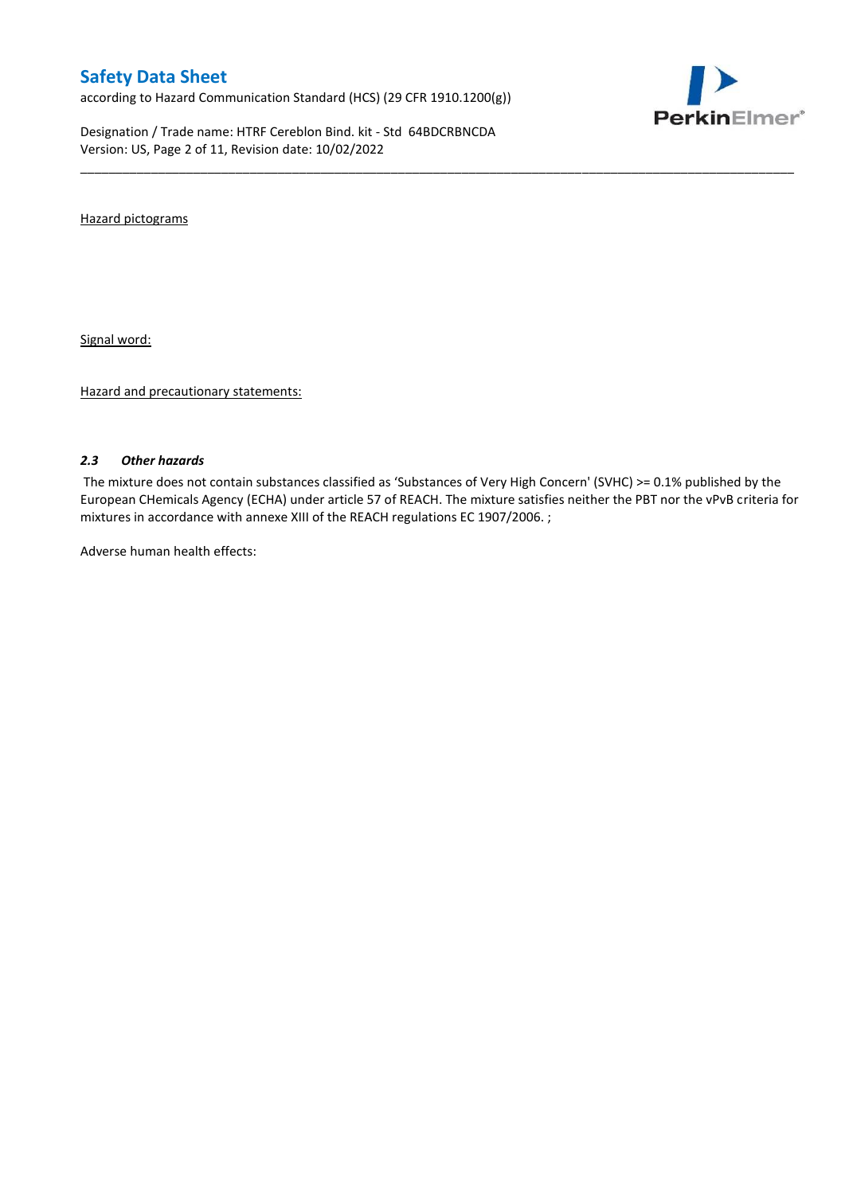Hazard pictograms

Signal word:

Hazard and precautionary statements:

### *2.3 Other hazards*

The mixture does not contain substances classified as 'Substances of Very High Concern' (SVHC) >= 0.1% published by the European CHemicals Agency (ECHA) under article 57 of REACH. The mixture satisfies neither the PBT nor the vPvB criteria for mixtures in accordance with annexe XIII of the REACH regulations EC 1907/2006. ;

Adverse human health effects: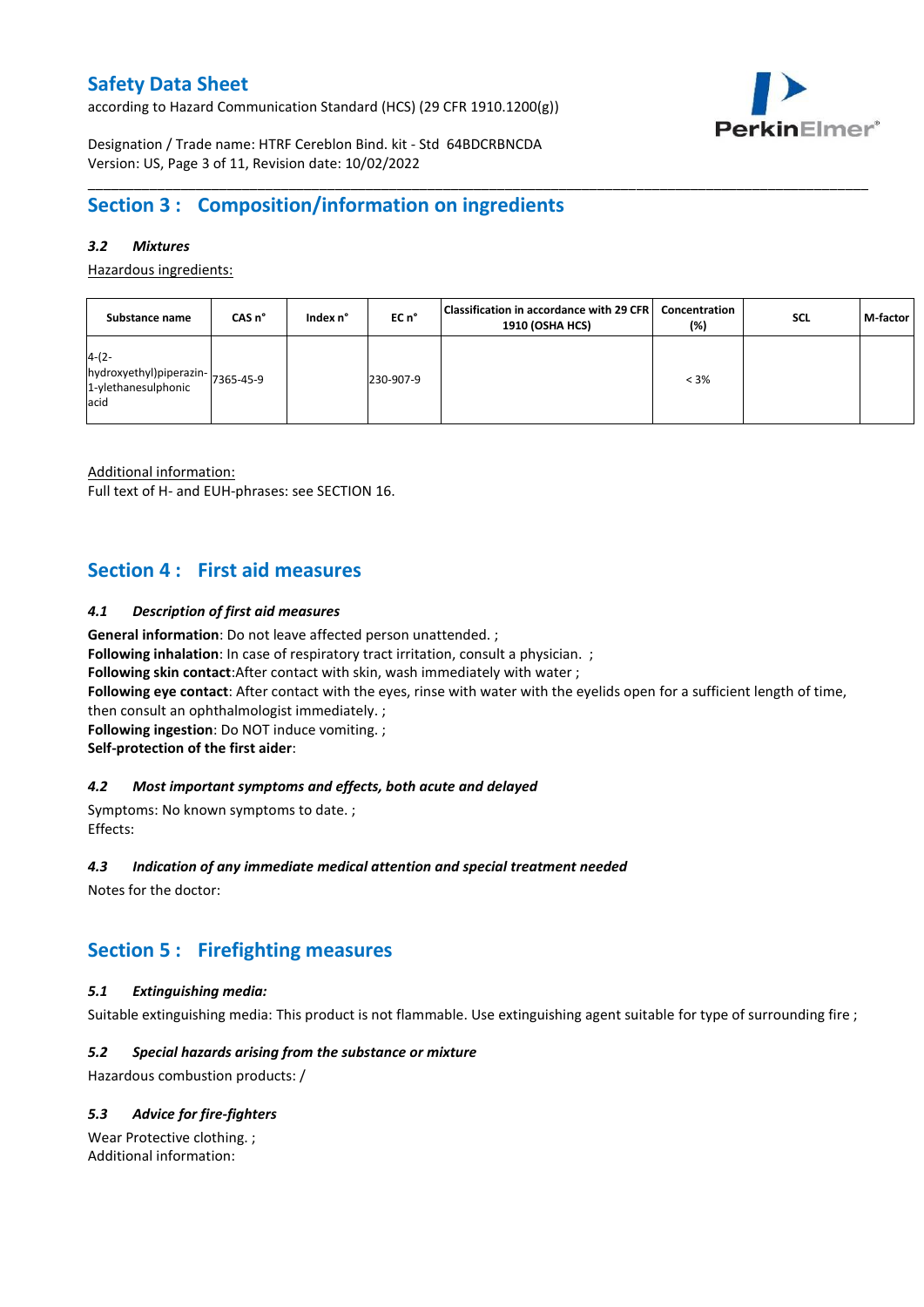## Section 3 : Composition/information on ingredients

### *3.2 Mixtures*

Hazardous ingredients:

| Substance name | CAS n° | Index n° | EC n° | Classification in accordance with 29 CFR 1910 (OSHA HCS) | Concentration (%) | SCL | M-factor |
|---|---|---|---|---|---|---|---|
| 4-(2-hydroxyethyl)piperazin-1-ylethanesulphonic acid | 7365-45-9 | | 230-907-9 | | < 3% | | |

Additional information:
Full text of H- and EUH-phrases: see SECTION 16.

## Section 4 : First aid measures

### *4.1 Description of first aid measures*

**General information**: Do not leave affected person unattended. ;
**Following inhalation**: In case of respiratory tract irritation, consult a physician. ;
**Following skin contact**:After contact with skin, wash immediately with water ;
**Following eye contact**: After contact with the eyes, rinse with water with the eyelids open for a sufficient length of time, then consult an ophthalmologist immediately. ;
**Following ingestion**: Do NOT induce vomiting. ;
**Self-protection of the first aider**:

### *4.2 Most important symptoms and effects, both acute and delayed*

Symptoms: No known symptoms to date. ;
Effects:

### *4.3 Indication of any immediate medical attention and special treatment needed*

Notes for the doctor:

## Section 5 : Firefighting measures

### *5.1 Extinguishing media:*

Suitable extinguishing media: This product is not flammable. Use extinguishing agent suitable for type of surrounding fire ;

### *5.2 Special hazards arising from the substance or mixture*

Hazardous combustion products: /

### *5.3 Advice for fire-fighters*

Wear Protective clothing. ;
Additional information: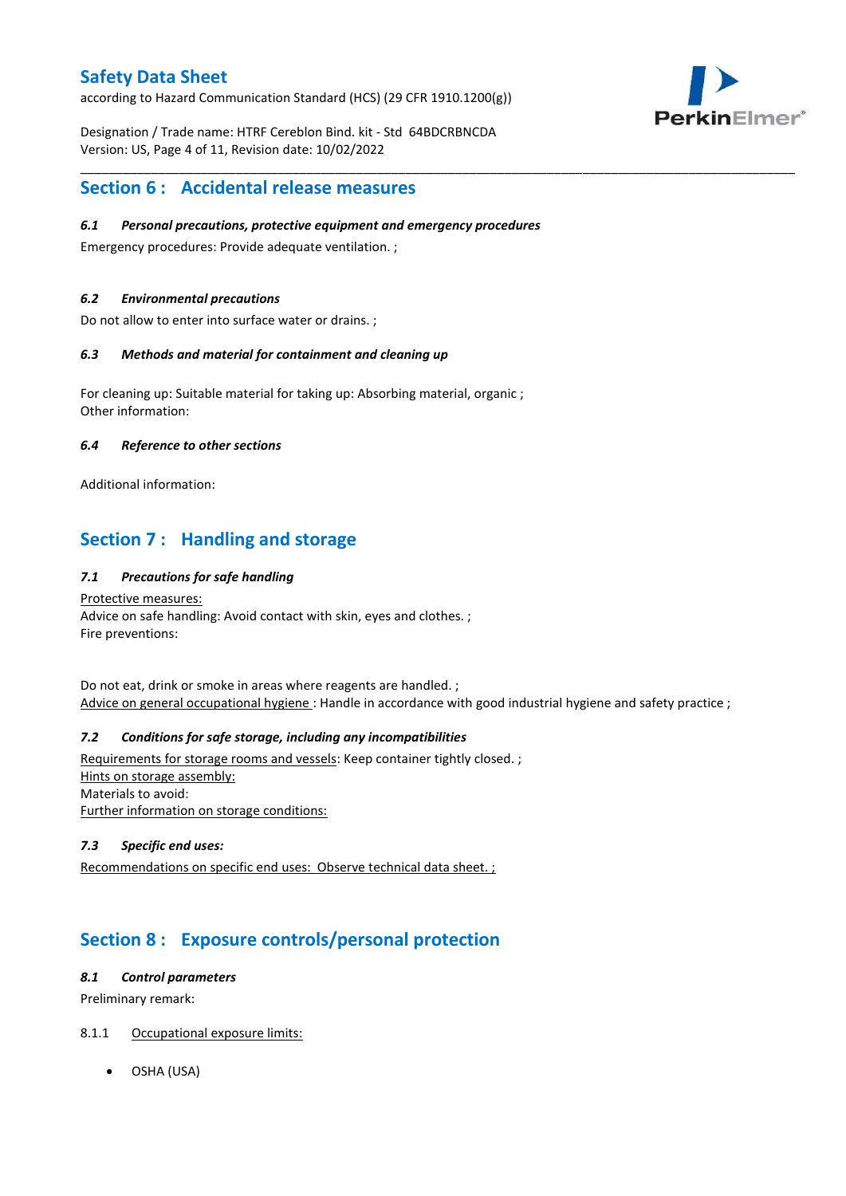## Section 6 : Accidental release measures

### *6.1 Personal precautions, protective equipment and emergency procedures*

Emergency procedures: Provide adequate ventilation. ;

### *6.2 Environmental precautions*

Do not allow to enter into surface water or drains. ;

### *6.3 Methods and material for containment and cleaning up*

For cleaning up: Suitable material for taking up: Absorbing material, organic ;
Other information:

### *6.4 Reference to other sections*

Additional information:

## Section 7 : Handling and storage

### *7.1 Precautions for safe handling*

Protective measures:
Advice on safe handling: Avoid contact with skin, eyes and clothes. ;
Fire preventions:

Do not eat, drink or smoke in areas where reagents are handled. ;
Advice on general occupational hygiene : Handle in accordance with good industrial hygiene and safety practice ;

### *7.2 Conditions for safe storage, including any incompatibilities*

Requirements for storage rooms and vessels: Keep container tightly closed. ;
Hints on storage assembly:
Materials to avoid:
Further information on storage conditions:

### *7.3 Specific end uses:*

Recommendations on specific end uses: Observe technical data sheet. ;

## Section 8 : Exposure controls/personal protection

### *8.1 Control parameters*

Preliminary remark:

8.1.1 Occupational exposure limits:

- OSHA (USA)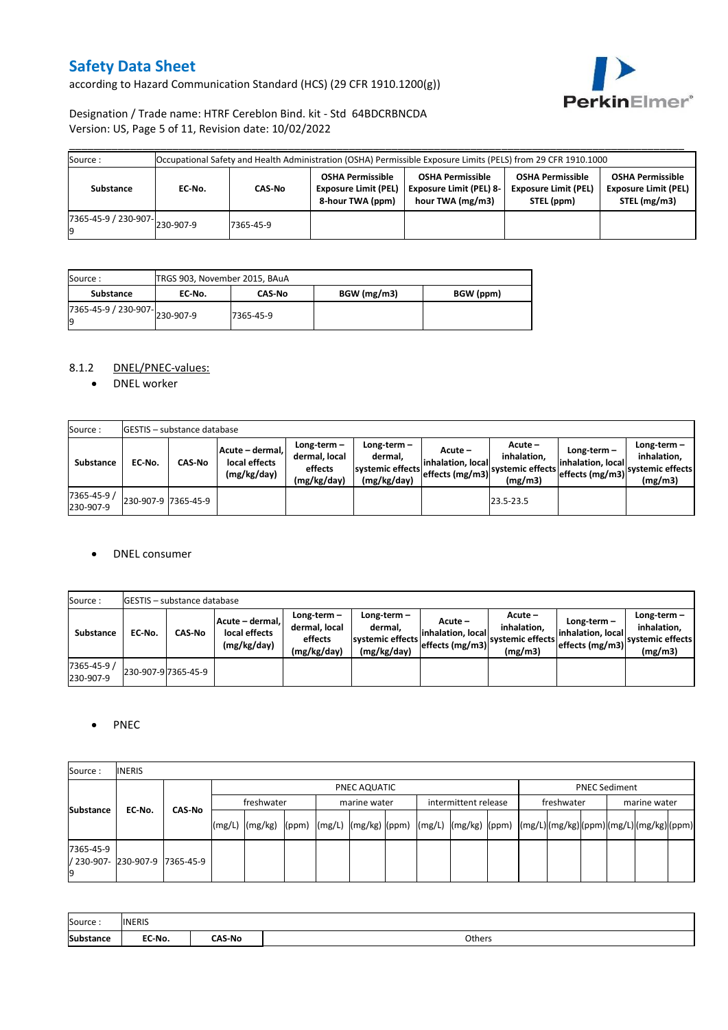| Source : | Occupational Safety and Health Administration (OSHA) Permissible Exposure Limits (PELS) from 29 CFR 1910.1000 | | | | | |
|---|---|---|---|---|---|---|
| **Substance** | **EC-No.** | **CAS-No** | **OSHA Permissible Exposure Limit (PEL) 8-hour TWA (ppm)** | **OSHA Permissible Exposure Limit (PEL) 8-hour TWA (mg/m3)** | **OSHA Permissible Exposure Limit (PEL) STEL (ppm)** | **OSHA Permissible Exposure Limit (PEL) STEL (mg/m3)** |
| 7365-45-9 / 230-907-9 | 230-907-9 | 7365-45-9 | | | | |

| Source : | TRGS 903, November 2015, BAuA | | | |
|---|---|---|---|---|
| **Substance** | **EC-No.** | **CAS-No** | **BGW (mg/m3)** | **BGW (ppm)** |
| 7365-45-9 / 230-907-9 | 230-907-9 | 7365-45-9 | | |

8.1.2 DNEL/PNEC-values:

- DNEL worker

| Source : | GESTIS – substance database | | | | | | | | | |
|---|---|---|---|---|---|---|---|---|---|---|
| **Substance** | **EC-No.** | **CAS-No** | **Acute – dermal, local effects (mg/kg/day)** | **Long-term – dermal, local effects (mg/kg/day)** | **Long-term – dermal, systemic effects (mg/kg/day)** | **Acute – inhalation, local effects (mg/m3)** | **Acute – inhalation, systemic effects (mg/m3)** | **Long-term – inhalation, local effects (mg/m3)** | **Long-term – inhalation, systemic effects (mg/m3)** |
| 7365-45-9 / 230-907-9 | 230-907-9 | 7365-45-9 | | | | | 23.5-23.5 | | |

- DNEL consumer

| Source : | GESTIS – substance database | | | | | | | | |
|---|---|---|---|---|---|---|---|---|---|
| **Substance** | **EC-No.** | **CAS-No** | **Acute – dermal, local effects (mg/kg/day)** | **Long-term – dermal, local effects (mg/kg/day)** | **Long-term – dermal, systemic effects (mg/kg/day)** | **Acute – inhalation, local effects (mg/m3)** | **Acute – inhalation, systemic effects (mg/m3)** | **Long-term – inhalation, local effects (mg/m3)** | **Long-term – inhalation, systemic effects (mg/m3)** |
| 7365-45-9 / 230-907-9 | 230-907-9 | 7365-45-9 | | | | | | | |

- PNEC

| Source : | INERIS | | | | | | | | | | | | | | | | | |
|---|---|---|---|---|---|---|---|---|---|---|---|---|---|---|---|---|---|---|
| **Substance** | **EC-No.** | **CAS-No** | PNEC AQUATIC | | | | | | | | | PNEC Sediment | | | | | |
| | | | freshwater | | | marine water | | | intermittent release | | | freshwater | | | marine water | | |
| | | | (mg/L) | (mg/kg) | (ppm) | (mg/L) | (mg/kg) | (ppm) | (mg/L) | (mg/kg) | (ppm) | (mg/L) | (mg/kg) | (ppm) | (mg/L) | (mg/kg) | (ppm) |
| 7365-45-9 / 230-907-9 | 230-907-9 | 7365-45-9 | | | | | | | | | | | | | | | |

| Source : | INERIS | | |
|---|---|---|---|
| **Substance** | **EC-No.** | **CAS-No** | Others |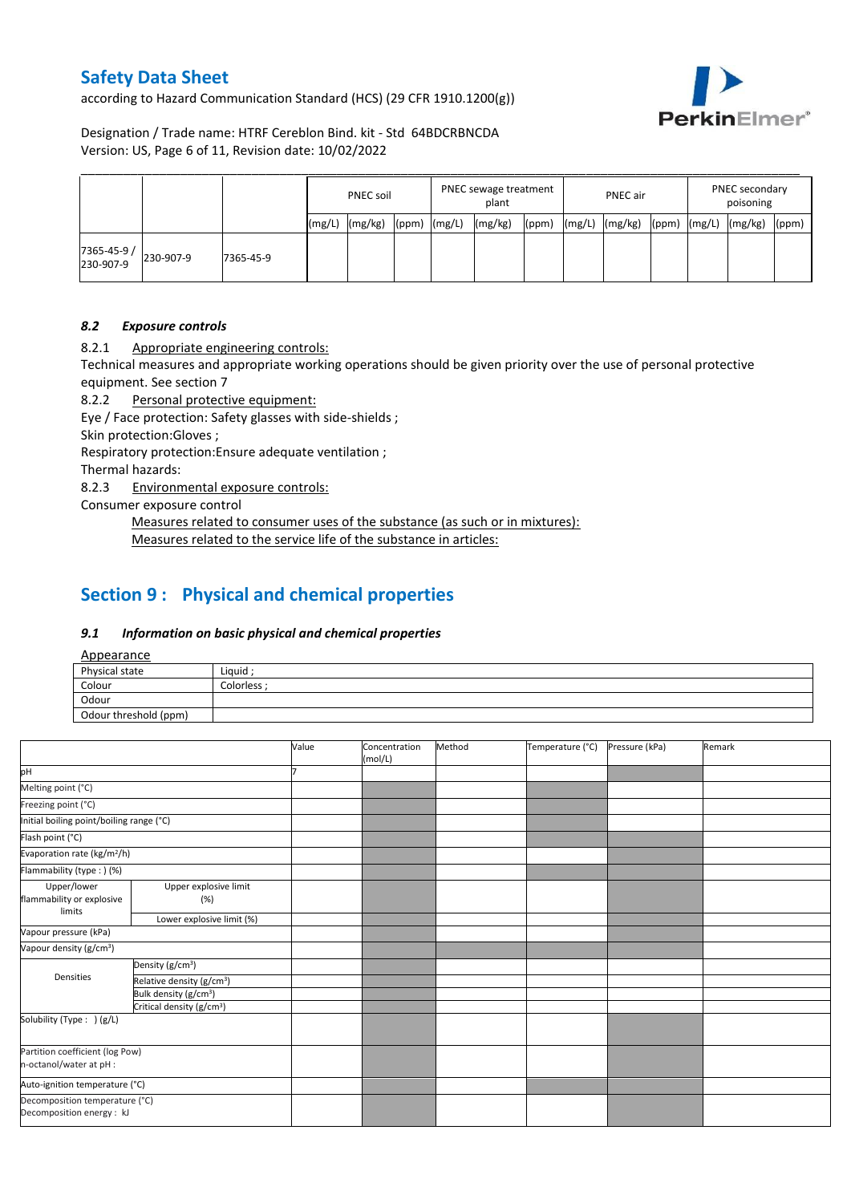|  |  |  | PNEC soil |  |  | PNEC sewage treatment plant |  |  | PNEC air |  |  | PNEC secondary poisoning |  |  |
|---|---|---|---|---|---|---|---|---|---|---|---|---|---|---|
|  |  |  | (mg/L) | (mg/kg) | (ppm) | (mg/L) | (mg/kg) | (ppm) | (mg/L) | (mg/kg) | (ppm) | (mg/L) | (mg/kg) | (ppm) |
| 7365-45-9 / 230-907-9 | 230-907-9 | 7365-45-9 |  |  |  |  |  |  |  |  |  |  |  |  |

### 8.2 *Exposure controls*

8.2.1 Appropriate engineering controls:

Technical measures and appropriate working operations should be given priority over the use of personal protective equipment. See section 7

8.2.2 Personal protective equipment:

Eye / Face protection: Safety glasses with side-shields ;

Skin protection:Gloves ;

Respiratory protection:Ensure adequate ventilation ;

Thermal hazards:

8.2.3 Environmental exposure controls:

Consumer exposure control

Measures related to consumer uses of the substance (as such or in mixtures):

Measures related to the service life of the substance in articles:

## Section 9 : Physical and chemical properties

### 9.1 *Information on basic physical and chemical properties*

Appearance

| Physical state | Liquid ; |
|---|---|
| Colour | Colorless ; |
| Odour |  |
| Odour threshold (ppm) |  |

|  |  | Value | Concentration (mol/L) | Method | Temperature (°C) | Pressure (kPa) | Remark |
|---|---|---|---|---|---|---|---|
| pH |  | 7 |  |  |  |  |  |
| Melting point (°C) |  |  |  |  |  |  |  |
| Freezing point (°C) |  |  |  |  |  |  |  |
| Initial boiling point/boiling range (°C) |  |  |  |  |  |  |  |
| Flash point (°C) |  |  |  |  |  |  |  |
| Evaporation rate (kg/m²/h) |  |  |  |  |  |  |  |
| Flammability (type : ) (%) |  |  |  |  |  |  |  |
| Upper/lower flammability or explosive limits | Upper explosive limit (%) |  |  |  |  |  |  |
|  | Lower explosive limit (%) |  |  |  |  |  |  |
| Vapour pressure (kPa) |  |  |  |  |  |  |  |
| Vapour density (g/cm³) |  |  |  |  |  |  |  |
| Densities | Density (g/cm³) |  |  |  |  |  |  |
|  | Relative density (g/cm³) |  |  |  |  |  |  |
|  | Bulk density (g/cm³) |  |  |  |  |  |  |
|  | Critical density (g/cm³) |  |  |  |  |  |  |
| Solubility (Type : ) (g/L) |  |  |  |  |  |  |  |
| Partition coefficient (log Pow) n-octanol/water at pH : |  |  |  |  |  |  |  |
| Auto-ignition temperature (°C) |  |  |  |  |  |  |  |
| Decomposition temperature (°C) Decomposition energy : kJ |  |  |  |  |  |  |  |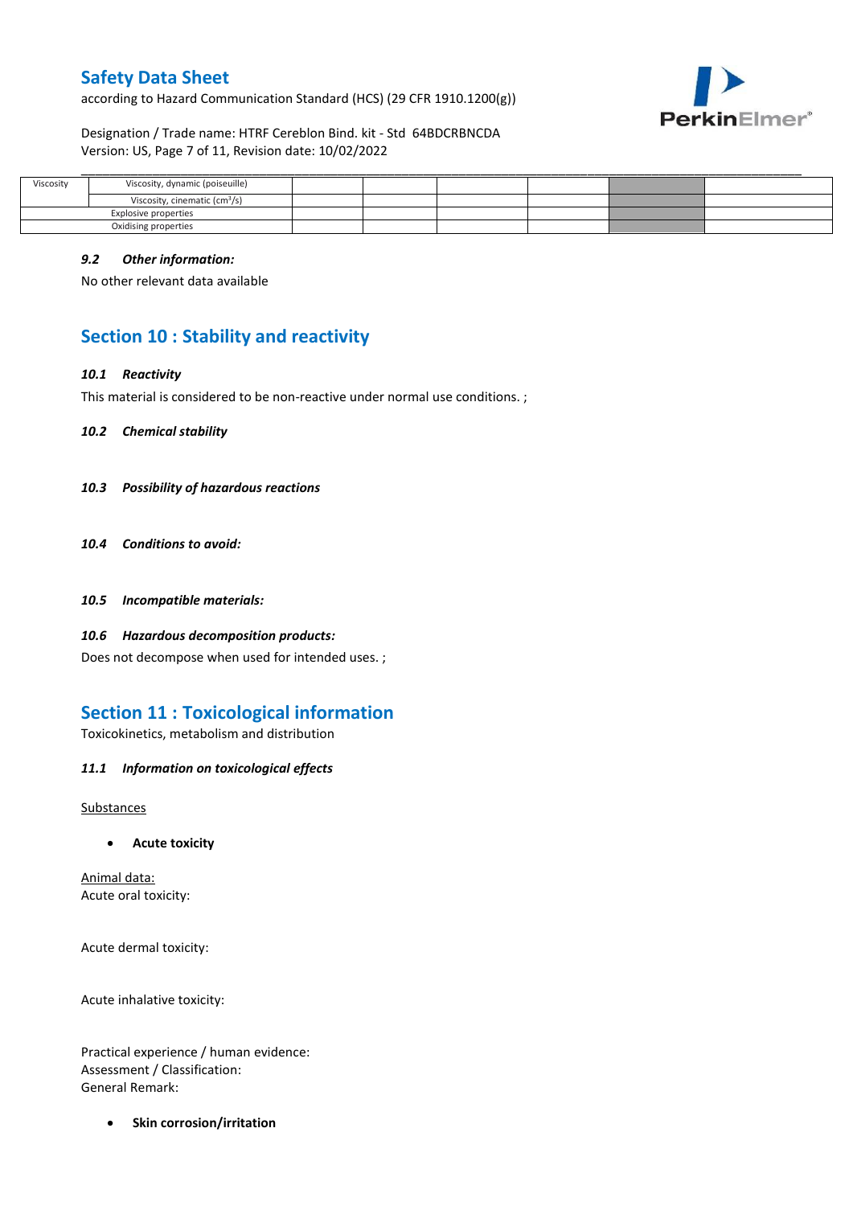| Viscosity | Viscosity, dynamic (poiseuille) | | | | | | |
|---|---|---|---|---|---|---|---|
| | Viscosity, cinematic ($cm^3/s$) | | | | | | |
| Explosive properties | | | | | | | |
| Oxidising properties | | | | | | | |

#### *9.2 Other information:*

No other relevant data available

## Section 10 : Stability and reactivity

#### *10.1 Reactivity*

This material is considered to be non-reactive under normal use conditions. ;

#### *10.2 Chemical stability*

#### *10.3 Possibility of hazardous reactions*

#### *10.4 Conditions to avoid:*

#### *10.5 Incompatible materials:*

#### *10.6 Hazardous decomposition products:*

Does not decompose when used for intended uses. ;

## Section 11 : Toxicological information

Toxicokinetics, metabolism and distribution

#### *11.1 Information on toxicological effects*

Substances

- **Acute toxicity**

Animal data:
Acute oral toxicity:

Acute dermal toxicity:

Acute inhalative toxicity:

Practical experience / human evidence:
Assessment / Classification:
General Remark:

- **Skin corrosion/irritation**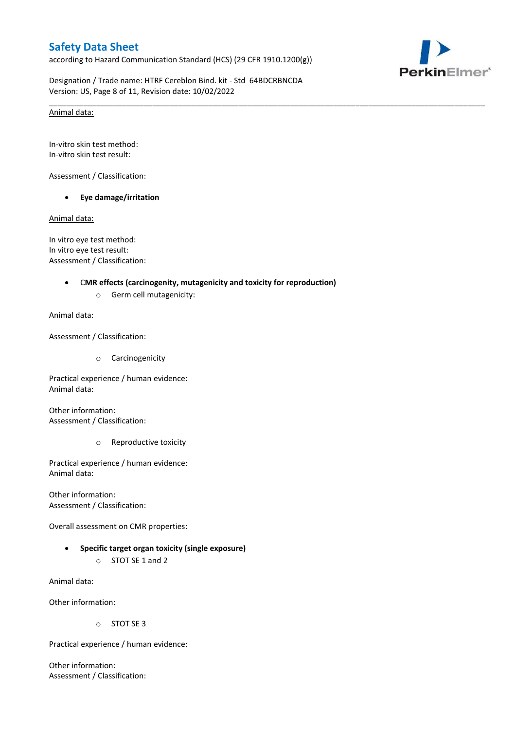<u>Animal data:</u>

In-vitro skin test method:
In-vitro skin test result:

Assessment / Classification:

- **Eye damage/irritation**

<u>Animal data:</u>

In vitro eye test method:
In vitro eye test result:
Assessment / Classification:

- **CMR effects (carcinogenity, mutagenicity and toxicity for reproduction)**
  - Germ cell mutagenicity:

Animal data:

Assessment / Classification:

  - Carcinogenicity

Practical experience / human evidence:
Animal data:

Other information:
Assessment / Classification:

  - Reproductive toxicity

Practical experience / human evidence:
Animal data:

Other information:
Assessment / Classification:

Overall assessment on CMR properties:

- **Specific target organ toxicity (single exposure)**
  - STOT SE 1 and 2

Animal data:

Other information:

  - STOT SE 3

Practical experience / human evidence:

Other information:
Assessment / Classification: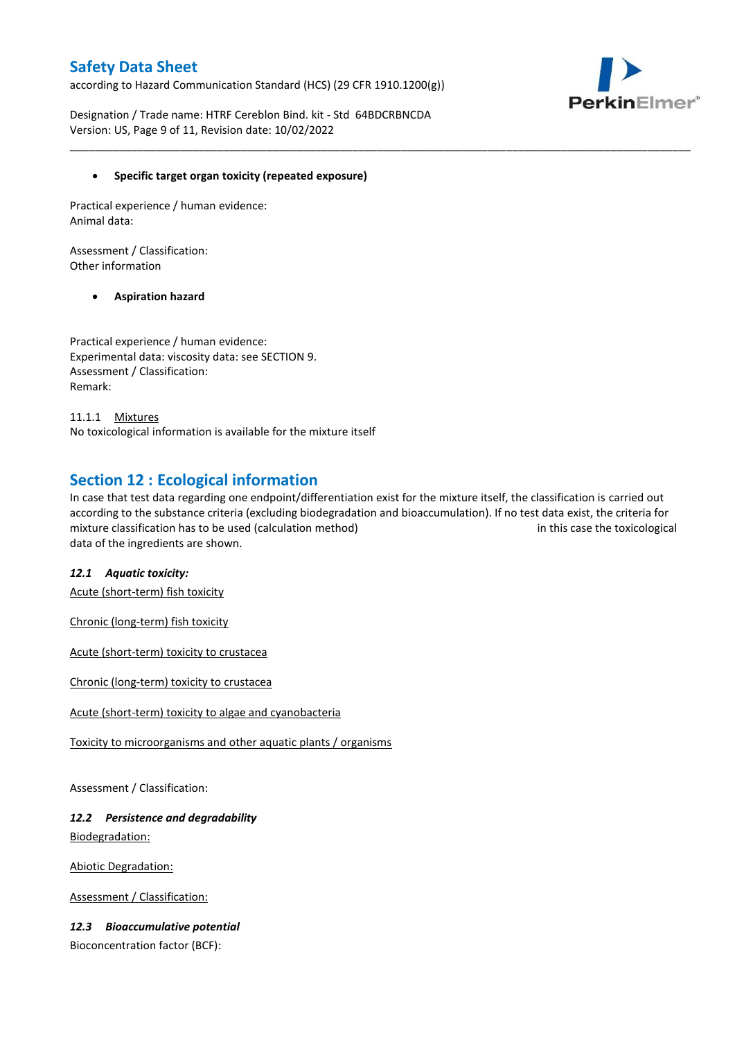- **Specific target organ toxicity (repeated exposure)**

Practical experience / human evidence:
Animal data:

Assessment / Classification:
Other information

- **Aspiration hazard**

Practical experience / human evidence:
Experimental data: viscosity data: see SECTION 9.
Assessment / Classification:
Remark:

11.1.1 Mixtures
No toxicological information is available for the mixture itself

## Section 12 : Ecological information

In case that test data regarding one endpoint/differentiation exist for the mixture itself, the classification is carried out according to the substance criteria (excluding biodegradation and bioaccumulation). If no test data exist, the criteria for mixture classification has to be used (calculation method) in this case the toxicological data of the ingredients are shown.

### *12.1 Aquatic toxicity:*

Acute (short-term) fish toxicity

Chronic (long-term) fish toxicity

Acute (short-term) toxicity to crustacea

Chronic (long-term) toxicity to crustacea

Acute (short-term) toxicity to algae and cyanobacteria

Toxicity to microorganisms and other aquatic plants / organisms

Assessment / Classification:

### *12.2 Persistence and degradability*

Biodegradation:

Abiotic Degradation:

Assessment / Classification:

### *12.3 Bioaccumulative potential*

Bioconcentration factor (BCF):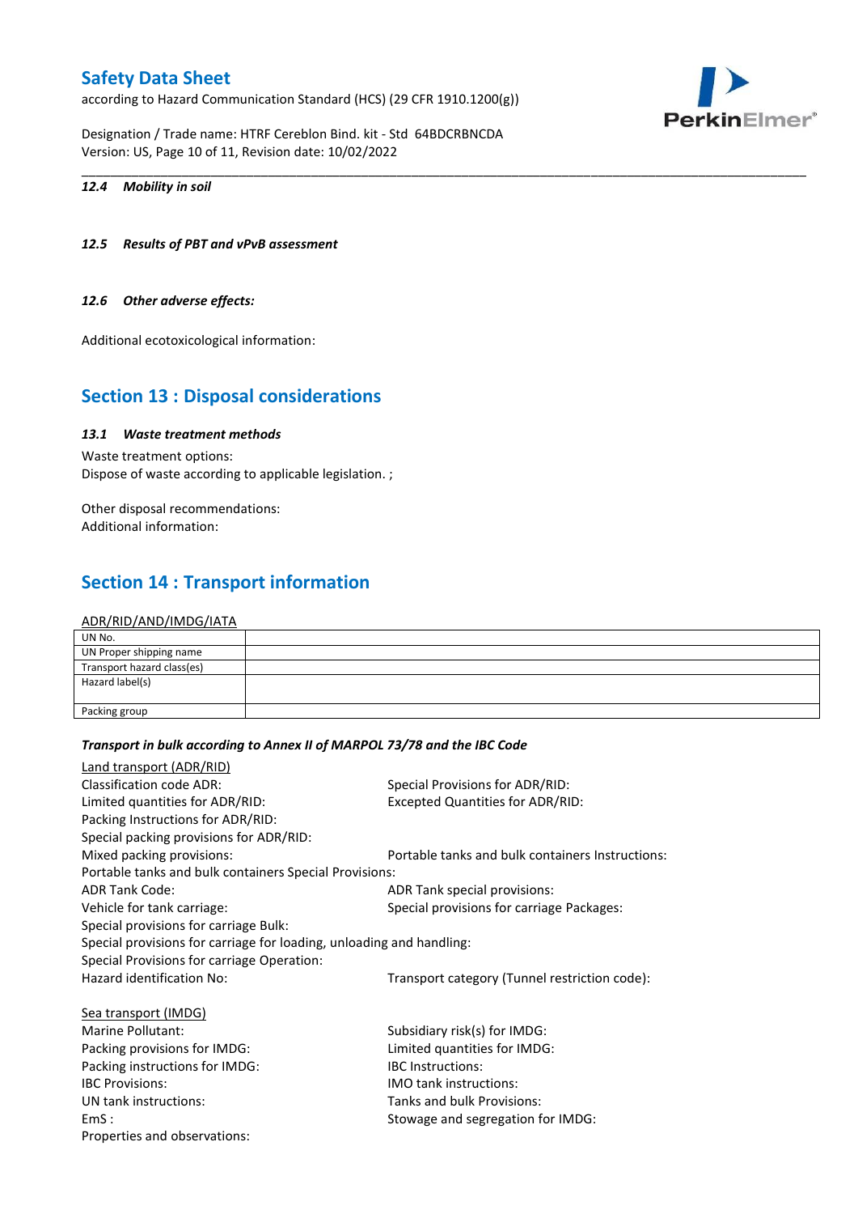#### 12.4 Mobility in soil

#### 12.5 Results of PBT and vPvB assessment

#### 12.6 Other adverse effects:

Additional ecotoxicological information:

## Section 13 : Disposal considerations

#### 13.1 Waste treatment methods

Waste treatment options:
Dispose of waste according to applicable legislation. ;

Other disposal recommendations:
Additional information:

## Section 14 : Transport information

ADR/RID/AND/IMDG/IATA

| UN No. | |
|---|---|
| UN Proper shipping name | |
| Transport hazard class(es) | |
| Hazard label(s) | |
| Packing group | |

***Transport in bulk according to Annex II of MARPOL 73/78 and the IBC Code***

Land transport (ADR/RID)

Classification code ADR:
Special Provisions for ADR/RID:
Limited quantities for ADR/RID:
Excepted Quantities for ADR/RID:
Packing Instructions for ADR/RID:
Special packing provisions for ADR/RID:
Mixed packing provisions:
Portable tanks and bulk containers Instructions:
Portable tanks and bulk containers Special Provisions:
ADR Tank Code:
ADR Tank special provisions:
Vehicle for tank carriage:
Special provisions for carriage Packages:
Special provisions for carriage Bulk:
Special provisions for carriage for loading, unloading and handling:
Special Provisions for carriage Operation:
Hazard identification No:
Transport category (Tunnel restriction code):

Sea transport (IMDG)

Marine Pollutant:
Subsidiary risk(s) for IMDG:
Packing provisions for IMDG:
Limited quantities for IMDG:
Packing instructions for IMDG:
IBC Instructions:
IBC Provisions:
IMO tank instructions:
UN tank instructions:
Tanks and bulk Provisions:
EmS :
Stowage and segregation for IMDG:
Properties and observations: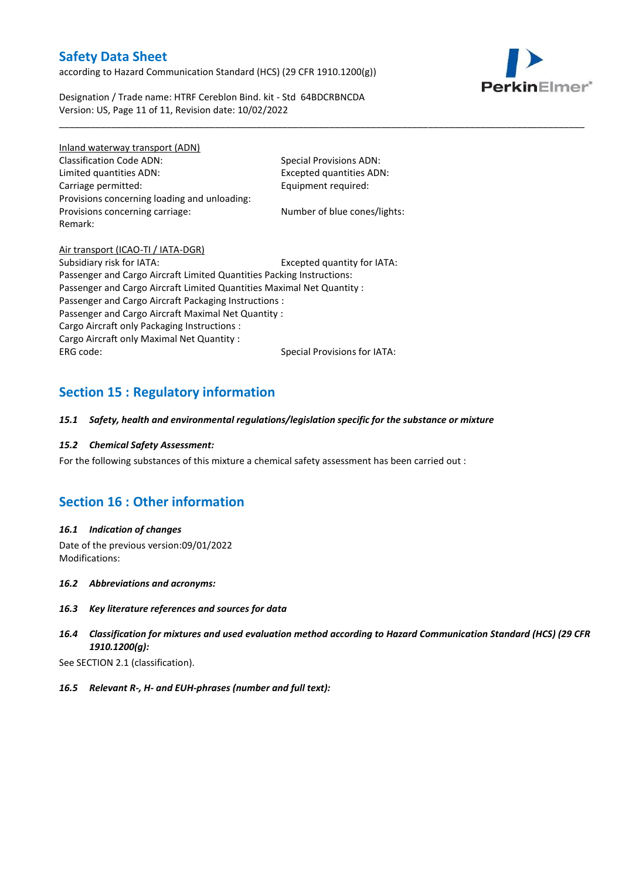Inland waterway transport (ADN)

Classification Code ADN:
Special Provisions ADN:
Limited quantities ADN:
Excepted quantities ADN:
Carriage permitted:
Equipment required:
Provisions concerning loading and unloading:
Provisions concerning carriage:
Number of blue cones/lights:
Remark:

Air transport (ICAO-TI / IATA-DGR)

Subsidiary risk for IATA:
Excepted quantity for IATA:
Passenger and Cargo Aircraft Limited Quantities Packing Instructions:
Passenger and Cargo Aircraft Limited Quantities Maximal Net Quantity :
Passenger and Cargo Aircraft Packaging Instructions :
Passenger and Cargo Aircraft Maximal Net Quantity :
Cargo Aircraft only Packaging Instructions :
Cargo Aircraft only Maximal Net Quantity :
ERG code:
Special Provisions for IATA:

## Section 15 : Regulatory information

***15.1 Safety, health and environmental regulations/legislation specific for the substance or mixture***

***15.2 Chemical Safety Assessment:***

For the following substances of this mixture a chemical safety assessment has been carried out :

## Section 16 : Other information

***16.1 Indication of changes***

Date of the previous version:09/01/2022
Modifications:

***16.2 Abbreviations and acronyms:***

***16.3 Key literature references and sources for data***

***16.4 Classification for mixtures and used evaluation method according to Hazard Communication Standard (HCS) (29 CFR 1910.1200(g):***

See SECTION 2.1 (classification).

***16.5 Relevant R-, H- and EUH-phrases (number and full text):***